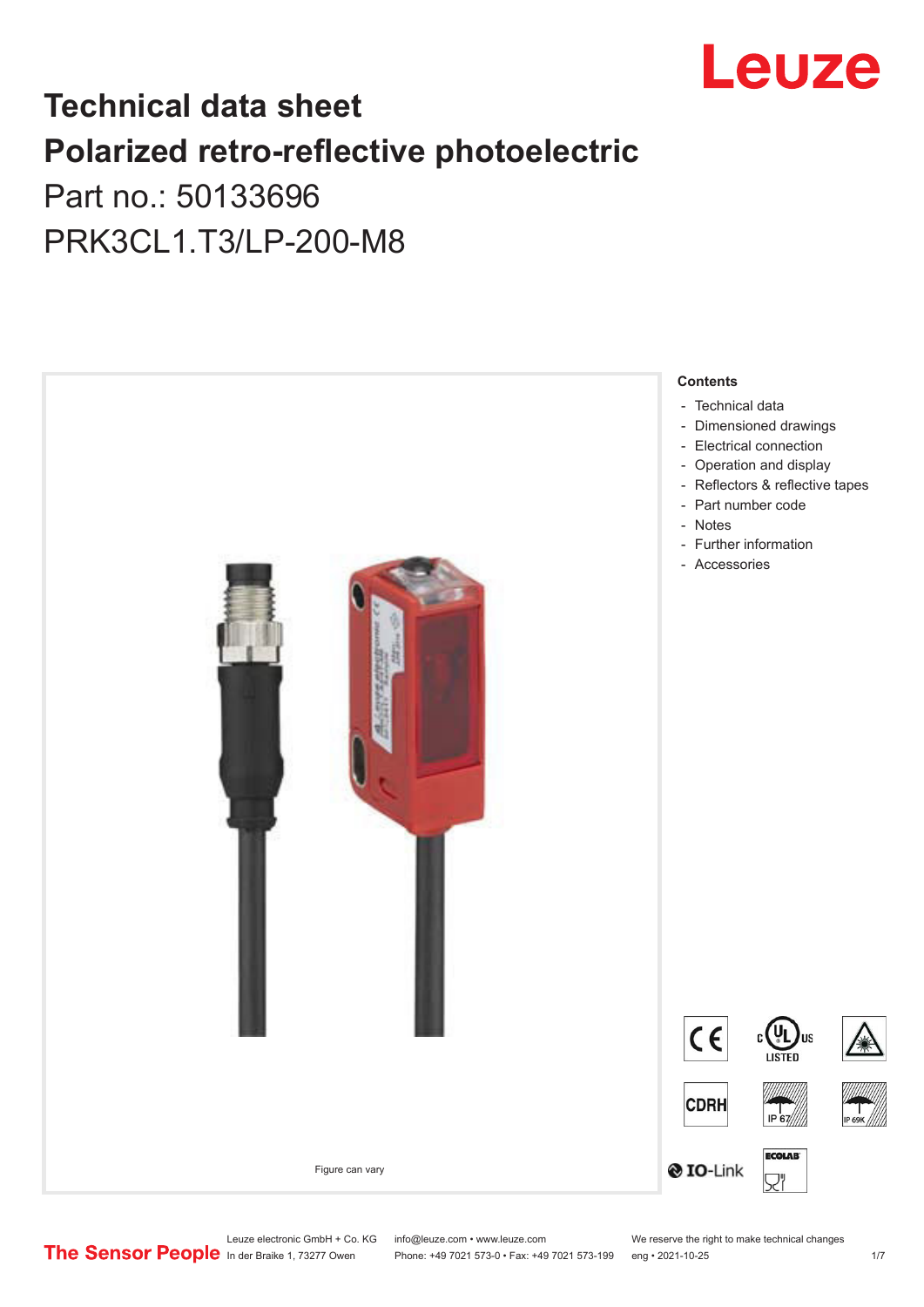# Technical data sheet

# Polarized retro-reflective photoelectric

Part no.: 50133696

PRK3CL1.T3/LP-200-M8

Figure can vary

**Contents**

- Technical data
- Dimensioned drawings
- Electrical connection
- Operation and display
- Reflectors & reflective tapes
- Part number code
- Notes
- Further information
- Accessories

Leuze electronic GmbH + Co. KG
In der Braike 1, 73277 Owen

info@leuze.com • www.leuze.com
Phone: +49 7021 573-0 • Fax: +49 7021 573-199

We reserve the right to make technical changes
eng • 2021-10-25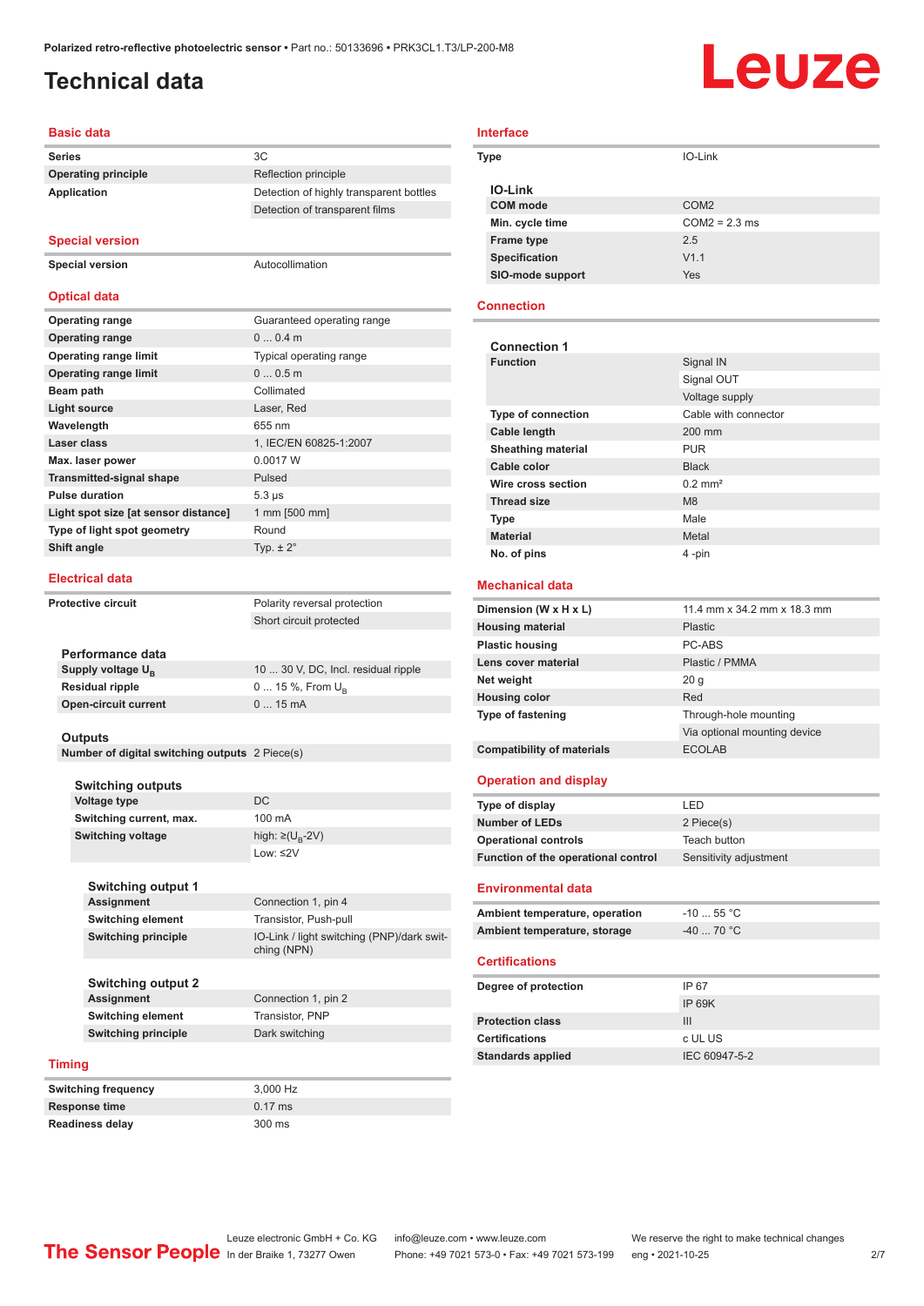# Technical data

## Basic data

| | |
|---|---|
| **Series** | 3C |
| **Operating principle** | Reflection principle |
| **Application** | Detection of highly transparent bottles |
| | Detection of transparent films |

## Special version

| | |
|---|---|
| **Special version** | Autocollimation |

## Optical data

| | |
|---|---|
| **Operating range** | Guaranteed operating range |
| **Operating range** | 0 ... 0.4 m |
| **Operating range limit** | Typical operating range |
| **Operating range limit** | 0 ... 0.5 m |
| **Beam path** | Collimated |
| **Light source** | Laser, Red |
| **Wavelength** | 655 nm |
| **Laser class** | 1, IEC/EN 60825-1:2007 |
| **Max. laser power** | 0.0017 W |
| **Transmitted-signal shape** | Pulsed |
| **Pulse duration** | 5.3 µs |
| **Light spot size [at sensor distance]** | 1 mm [500 mm] |
| **Type of light spot geometry** | Round |
| **Shift angle** | Typ. ± 2° |

## Electrical data

| | |
|---|---|
| **Protective circuit** | Polarity reversal protection |
| | Short circuit protected |

### Performance data

| | |
|---|---|
| **Supply voltage $U_B$** | 10 ... 30 V, DC, Incl. residual ripple |
| **Residual ripple** | 0 ... 15 %, From $U_B$ |
| **Open-circuit current** | 0 ... 15 mA |

### Outputs

| | |
|---|---|
| **Number of digital switching outputs** | 2 Piece(s) |

#### Switching outputs

| | |
|---|---|
| **Voltage type** | DC |
| **Switching current, max.** | 100 mA |
| **Switching voltage** | high: ≥($U_B$-2V) |
| | Low: ≤2V |

#### Switching output 1

| | |
|---|---|
| **Assignment** | Connection 1, pin 4 |
| **Switching element** | Transistor, Push-pull |
| **Switching principle** | IO-Link / light switching (PNP)/dark switching (NPN) |

#### Switching output 2

| | |
|---|---|
| **Assignment** | Connection 1, pin 2 |
| **Switching element** | Transistor, PNP |
| **Switching principle** | Dark switching |

## Timing

| | |
|---|---|
| **Switching frequency** | 3,000 Hz |
| **Response time** | 0.17 ms |
| **Readiness delay** | 300 ms |

## Interface

| | |
|---|---|
| **Type** | IO-Link |

### IO-Link

| | |
|---|---|
| **COM mode** | COM2 |
| **Min. cycle time** | COM2 = 2.3 ms |
| **Frame type** | 2.5 |
| **Specification** | V1.1 |
| **SIO-mode support** | Yes |

## Connection

### Connection 1

| | |
|---|---|
| **Function** | Signal IN |
| | Signal OUT |
| | Voltage supply |
| **Type of connection** | Cable with connector |
| **Cable length** | 200 mm |
| **Sheathing material** | PUR |
| **Cable color** | Black |
| **Wire cross section** | 0.2 mm² |
| **Thread size** | M8 |
| **Type** | Male |
| **Material** | Metal |
| **No. of pins** | 4 -pin |

## Mechanical data

| | |
|---|---|
| **Dimension (W x H x L)** | 11.4 mm x 34.2 mm x 18.3 mm |
| **Housing material** | Plastic |
| **Plastic housing** | PC-ABS |
| **Lens cover material** | Plastic / PMMA |
| **Net weight** | 20 g |
| **Housing color** | Red |
| **Type of fastening** | Through-hole mounting |
| | Via optional mounting device |
| **Compatibility of materials** | ECOLAB |

## Operation and display

| | |
|---|---|
| **Type of display** | LED |
| **Number of LEDs** | 2 Piece(s) |
| **Operational controls** | Teach button |
| **Function of the operational control** | Sensitivity adjustment |

## Environmental data

| | |
|---|---|
| **Ambient temperature, operation** | -10 ... 55 °C |
| **Ambient temperature, storage** | -40 ... 70 °C |

## Certifications

| | |
|---|---|
| **Degree of protection** | IP 67 |
| | IP 69K |
| **Protection class** | III |
| **Certifications** | c UL US |
| **Standards applied** | IEC 60947-5-2 |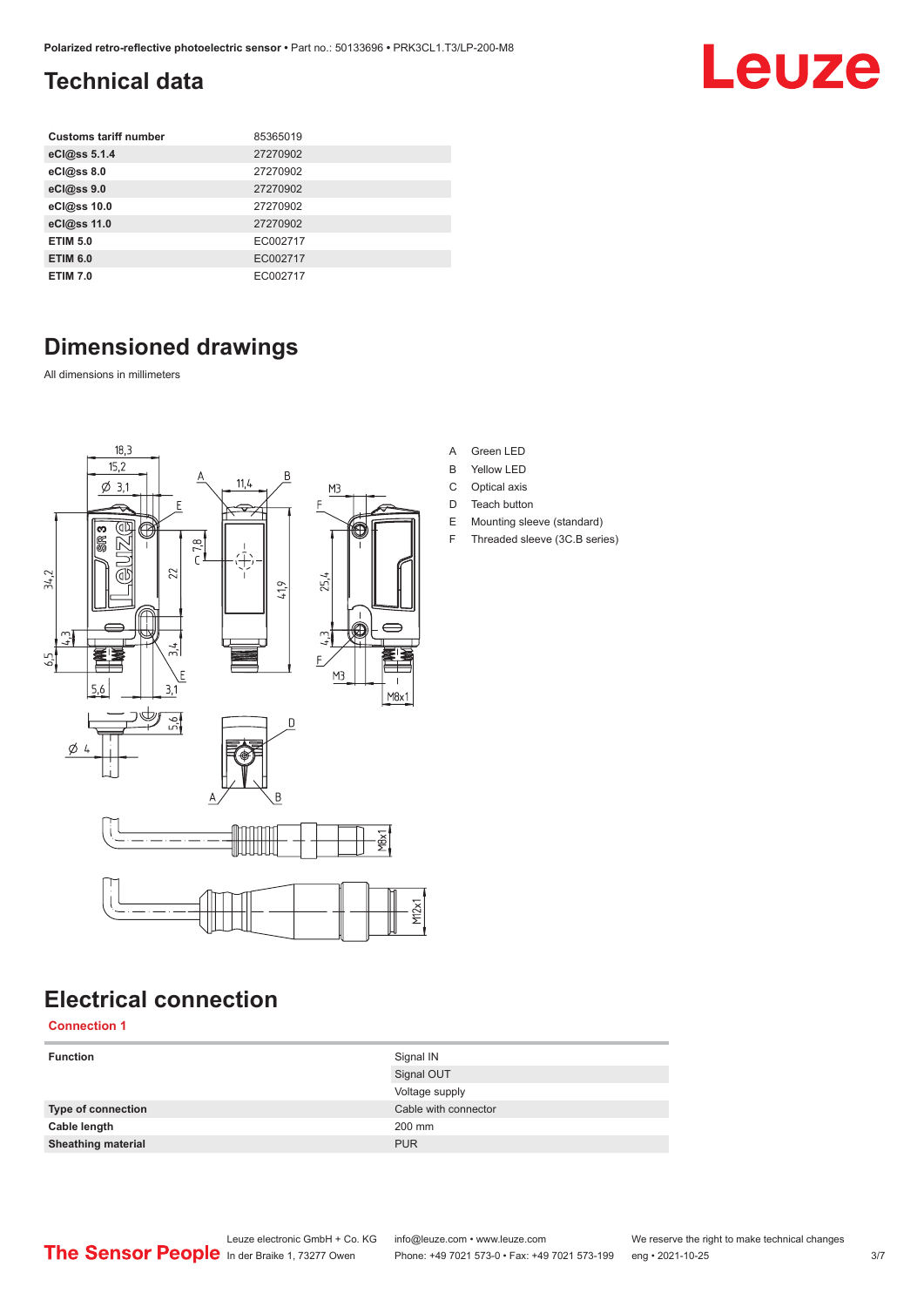## Technical data

| | |
|---|---|
| **Customs tariff number** | 85365019 |
| **eCl@ss 5.1.4** | 27270902 |
| **eCl@ss 8.0** | 27270902 |
| **eCl@ss 9.0** | 27270902 |
| **eCl@ss 10.0** | 27270902 |
| **eCl@ss 11.0** | 27270902 |
| **ETIM 5.0** | EC002717 |
| **ETIM 6.0** | EC002717 |
| **ETIM 7.0** | EC002717 |

## Dimensioned drawings

All dimensions in millimeters

- A Green LED
- B Yellow LED
- C Optical axis
- D Teach button
- E Mounting sleeve (standard)
- F Threaded sleeve (3C.B series)

## Electrical connection

**Connection 1**

| | |
|---|---|
| **Function** | Signal IN |
| | Signal OUT |
| | Voltage supply |
| **Type of connection** | Cable with connector |
| **Cable length** | 200 mm |
| **Sheathing material** | PUR |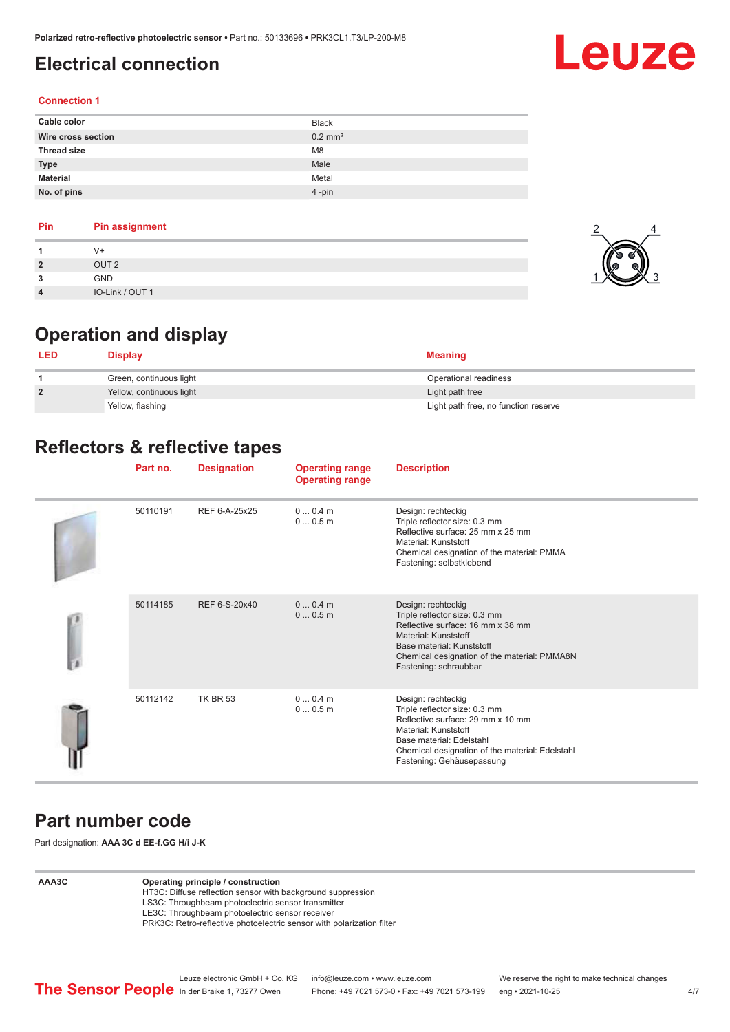# Electrical connection

## Connection 1

| | |
|---|---|
| **Cable color** | Black |
| **Wire cross section** | 0.2 mm² |
| **Thread size** | M8 |
| **Type** | Male |
| **Material** | Metal |
| **No. of pins** | 4 -pin |

| Pin | Pin assignment |
|---|---|
| **1** | V+ |
| **2** | OUT 2 |
| **3** | GND |
| **4** | IO-Link / OUT 1 |

# Operation and display

| LED | Display | Meaning |
|---|---|---|
| **1** | Green, continuous light | Operational readiness |
| **2** | Yellow, continuous light | Light path free |
| | Yellow, flashing | Light path free, no function reserve |

# Reflectors & reflective tapes

| Part no. | Designation | Operating range Operating range | Description |
|---|---|---|---|
| 50110191 | REF 6-A-25x25 | 0 ... 0.4 m<br>0 ... 0.5 m | Design: rechteckig<br>Triple reflector size: 0.3 mm<br>Reflective surface: 25 mm x 25 mm<br>Material: Kunststoff<br>Chemical designation of the material: PMMA<br>Fastening: selbstklebend |
| 50114185 | REF 6-S-20x40 | 0 ... 0.4 m<br>0 ... 0.5 m | Design: rechteckig<br>Triple reflector size: 0.3 mm<br>Reflective surface: 16 mm x 38 mm<br>Material: Kunststoff<br>Base material: Kunststoff<br>Chemical designation of the material: PMMA8N<br>Fastening: schraubbar |
| 50112142 | TK BR 53 | 0 ... 0.4 m<br>0 ... 0.5 m | Design: rechteckig<br>Triple reflector size: 0.3 mm<br>Reflective surface: 29 mm x 10 mm<br>Material: Kunststoff<br>Base material: Edelstahl<br>Chemical designation of the material: Edelstahl<br>Fastening: Gehäusepassung |

# Part number code

Part designation: **AAA 3C d EE-f.GG H/i J-K**

| | |
|---|---|
| **AAA3C** | **Operating principle / construction**<br>HT3C: Diffuse reflection sensor with background suppression<br>LS3C: Throughbeam photoelectric sensor transmitter<br>LE3C: Throughbeam photoelectric sensor receiver<br>PRK3C: Retro-reflective photoelectric sensor with polarization filter |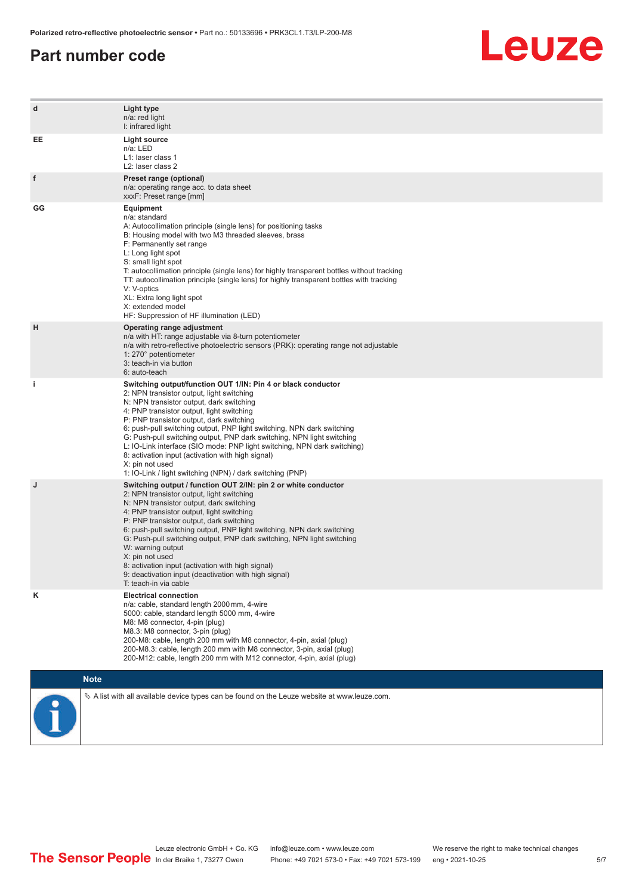# Part number code

| | |
|---|---|
| d | **Light type**<br>n/a: red light<br>I: infrared light |
| EE | **Light source**<br>n/a: LED<br>L1: laser class 1<br>L2: laser class 2 |
| f | **Preset range (optional)**<br>n/a: operating range acc. to data sheet<br>xxxF: Preset range [mm] |
| GG | **Equipment**<br>n/a: standard<br>A: Autocollimation principle (single lens) for positioning tasks<br>B: Housing model with two M3 threaded sleeves, brass<br>F: Permanently set range<br>L: Long light spot<br>S: small light spot<br>T: autocollimation principle (single lens) for highly transparent bottles without tracking<br>TT: autocollimation principle (single lens) for highly transparent bottles with tracking<br>V: V-optics<br>XL: Extra long light spot<br>X: extended model<br>HF: Suppression of HF illumination (LED) |
| H | **Operating range adjustment**<br>n/a with HT: range adjustable via 8-turn potentiometer<br>n/a with retro-reflective photoelectric sensors (PRK): operating range not adjustable<br>1: 270° potentiometer<br>3: teach-in via button<br>6: auto-teach |
| i | **Switching output/function OUT 1/IN: Pin 4 or black conductor**<br>2: NPN transistor output, light switching<br>N: NPN transistor output, dark switching<br>4: PNP transistor output, light switching<br>P: PNP transistor output, dark switching<br>6: push-pull switching output, PNP light switching, NPN dark switching<br>G: Push-pull switching output, PNP dark switching, NPN light switching<br>L: IO-Link interface (SIO mode: PNP light switching, NPN dark switching)<br>8: activation input (activation with high signal)<br>X: pin not used<br>1: IO-Link / light switching (NPN) / dark switching (PNP) |
| J | **Switching output / function OUT 2/IN: pin 2 or white conductor**<br>2: NPN transistor output, light switching<br>N: NPN transistor output, dark switching<br>4: PNP transistor output, light switching<br>P: PNP transistor output, dark switching<br>6: push-pull switching output, PNP light switching, NPN dark switching<br>G: Push-pull switching output, PNP dark switching, NPN light switching<br>W: warning output<br>X: pin not used<br>8: activation input (activation with high signal)<br>9: deactivation input (deactivation with high signal)<br>T: teach-in via cable |
| K | **Electrical connection**<br>n/a: cable, standard length 2000 mm, 4-wire<br>5000: cable, standard length 5000 mm, 4-wire<br>M8: M8 connector, 4-pin (plug)<br>M8.3: M8 connector, 3-pin (plug)<br>200-M8: cable, length 200 mm with M8 connector, 4-pin, axial (plug)<br>200-M8.3: cable, length 200 mm with M8 connector, 3-pin, axial (plug)<br>200-M12: cable, length 200 mm with M12 connector, 4-pin, axial (plug) |

**Note**

- A list with all available device types can be found on the Leuze website at www.leuze.com.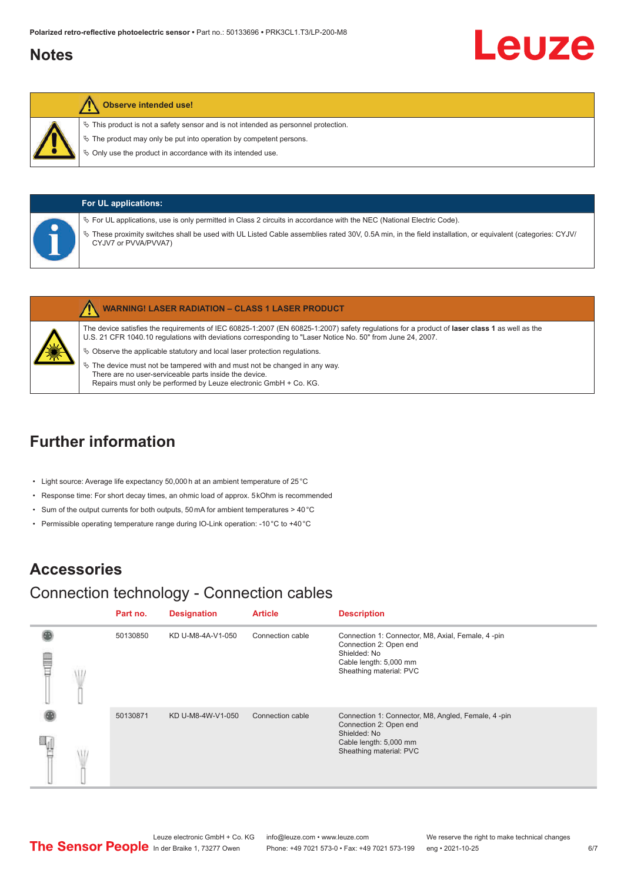## Notes

**Observe intended use!**

- ✎ This product is not a safety sensor and is not intended as personnel protection.
- ✎ The product may only be put into operation by competent persons.
- ✎ Only use the product in accordance with its intended use.

**For UL applications:**

- ✎ For UL applications, use is only permitted in Class 2 circuits in accordance with the NEC (National Electric Code).
- ✎ These proximity switches shall be used with UL Listed Cable assemblies rated 30V, 0.5A min, in the field installation, or equivalent (categories: CYJV/CYJV7 or PVVA/PVVA7)

**WARNING! LASER RADIATION – CLASS 1 LASER PRODUCT**

The device satisfies the requirements of IEC 60825-1:2007 (EN 60825-1:2007) safety regulations for a product of **laser class 1** as well as the U.S. 21 CFR 1040.10 regulations with deviations corresponding to "Laser Notice No. 50" from June 24, 2007.

- ✎ Observe the applicable statutory and local laser protection regulations.
- ✎ The device must not be tampered with and must not be changed in any way.
  There are no user-serviceable parts inside the device.
  Repairs must only be performed by Leuze electronic GmbH + Co. KG.

## Further information

- Light source: Average life expectancy 50,000 h at an ambient temperature of 25 °C
- Response time: For short decay times, an ohmic load of approx. 5 kOhm is recommended
- Sum of the output currents for both outputs, 50 mA for ambient temperatures > 40 °C
- Permissible operating temperature range during IO-Link operation: -10 °C to +40 °C

## Accessories

### Connection technology - Connection cables

| | Part no. | Designation | Article | Description |
|---|---|---|---|---|
| | 50130850 | KD U-M8-4A-V1-050 | Connection cable | Connection 1: Connector, M8, Axial, Female, 4 -pin<br>Connection 2: Open end<br>Shielded: No<br>Cable length: 5,000 mm<br>Sheathing material: PVC |
| | 50130871 | KD U-M8-4W-V1-050 | Connection cable | Connection 1: Connector, M8, Angled, Female, 4 -pin<br>Connection 2: Open end<br>Shielded: No<br>Cable length: 5,000 mm<br>Sheathing material: PVC |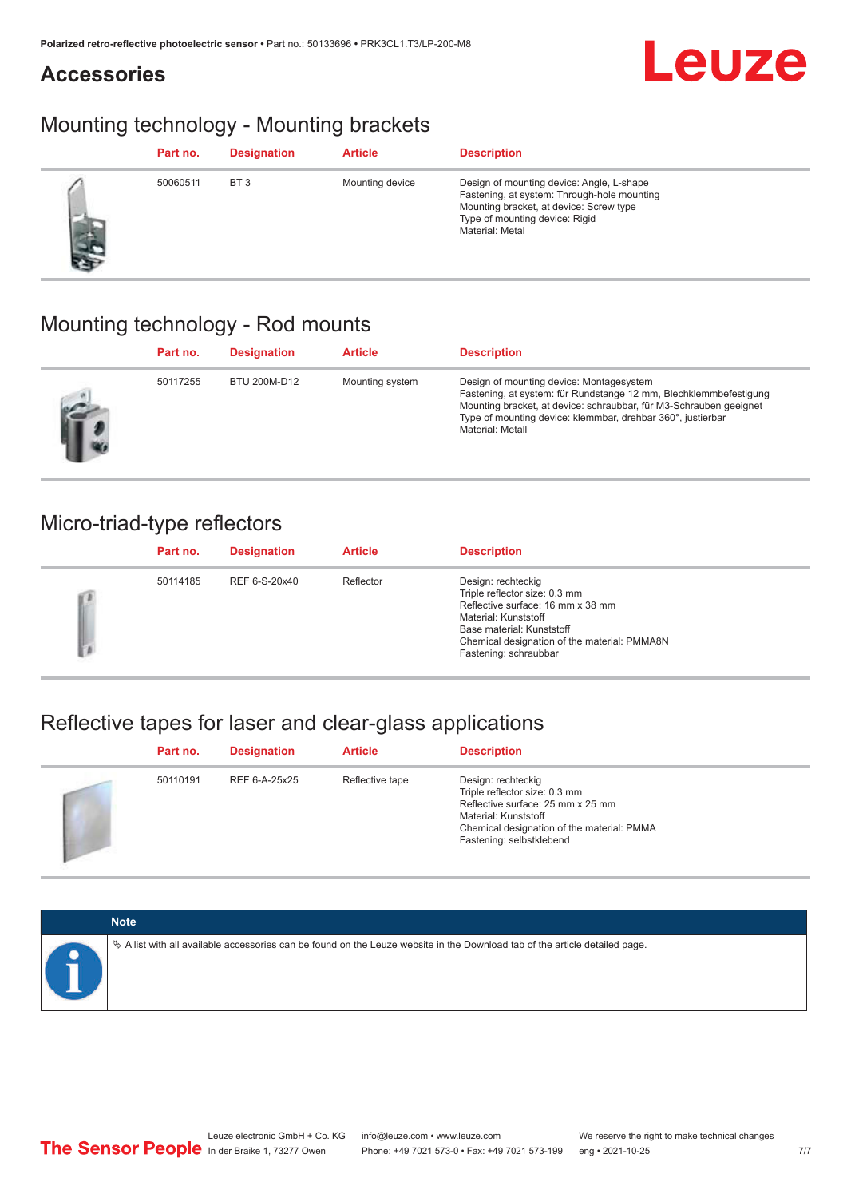## Accessories

### Mounting technology - Mounting brackets

| Part no. | Designation | Article | Description |
|---|---|---|---|
| 50060511 | BT 3 | Mounting device | Design of mounting device: Angle, L-shape<br>Fastening, at system: Through-hole mounting<br>Mounting bracket, at device: Screw type<br>Type of mounting device: Rigid<br>Material: Metal |

### Mounting technology - Rod mounts

| Part no. | Designation | Article | Description |
|---|---|---|---|
| 50117255 | BTU 200M-D12 | Mounting system | Design of mounting device: Montagesystem<br>Fastening, at system: für Rundstange 12 mm, Blechklemmbefestigung<br>Mounting bracket, at device: schraubbar, für M3-Schrauben geeignet<br>Type of mounting device: klemmbar, drehbar 360°, justierbar<br>Material: Metall |

### Micro-triad-type reflectors

| Part no. | Designation | Article | Description |
|---|---|---|---|
| 50114185 | REF 6-S-20x40 | Reflector | Design: rechteckig<br>Triple reflector size: 0.3 mm<br>Reflective surface: 16 mm x 38 mm<br>Material: Kunststoff<br>Base material: Kunststoff<br>Chemical designation of the material: PMMA8N<br>Fastening: schraubbar |

### Reflective tapes for laser and clear-glass applications

| Part no. | Designation | Article | Description |
|---|---|---|---|
| 50110191 | REF 6-A-25x25 | Reflective tape | Design: rechteckig<br>Triple reflector size: 0.3 mm<br>Reflective surface: 25 mm x 25 mm<br>Material: Kunststoff<br>Chemical designation of the material: PMMA<br>Fastening: selbstklebend |

**Note**

↳ A list with all available accessories can be found on the Leuze website in the Download tab of the article detailed page.